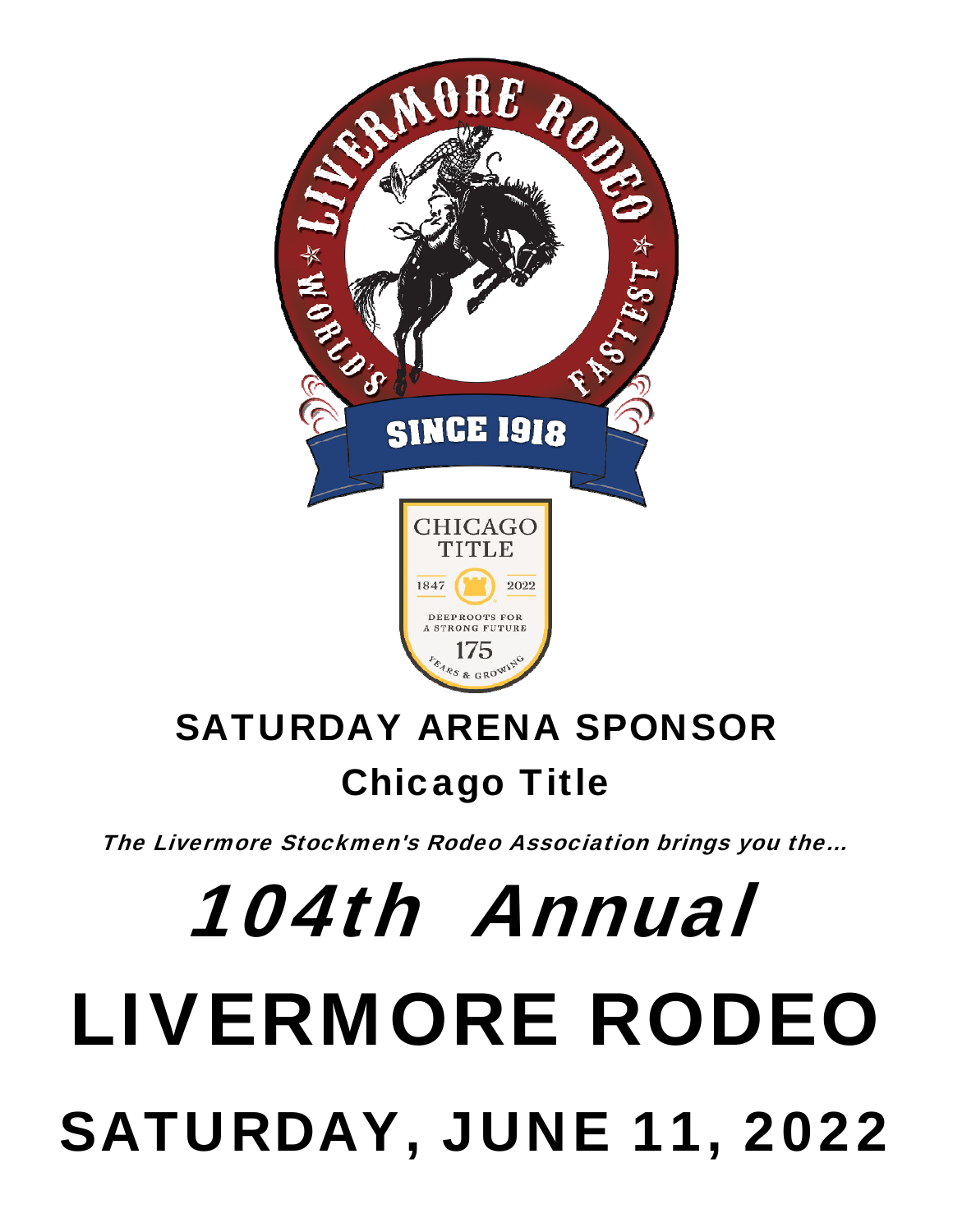## SATURDAY ARENA SPONSOR

## Chicago Title

*The Livermore Stockmen's Rodeo Association brings you the…*

# *104th Annual*

# LIVERMORE RODEO

# SATURDAY, JUNE 11, 2022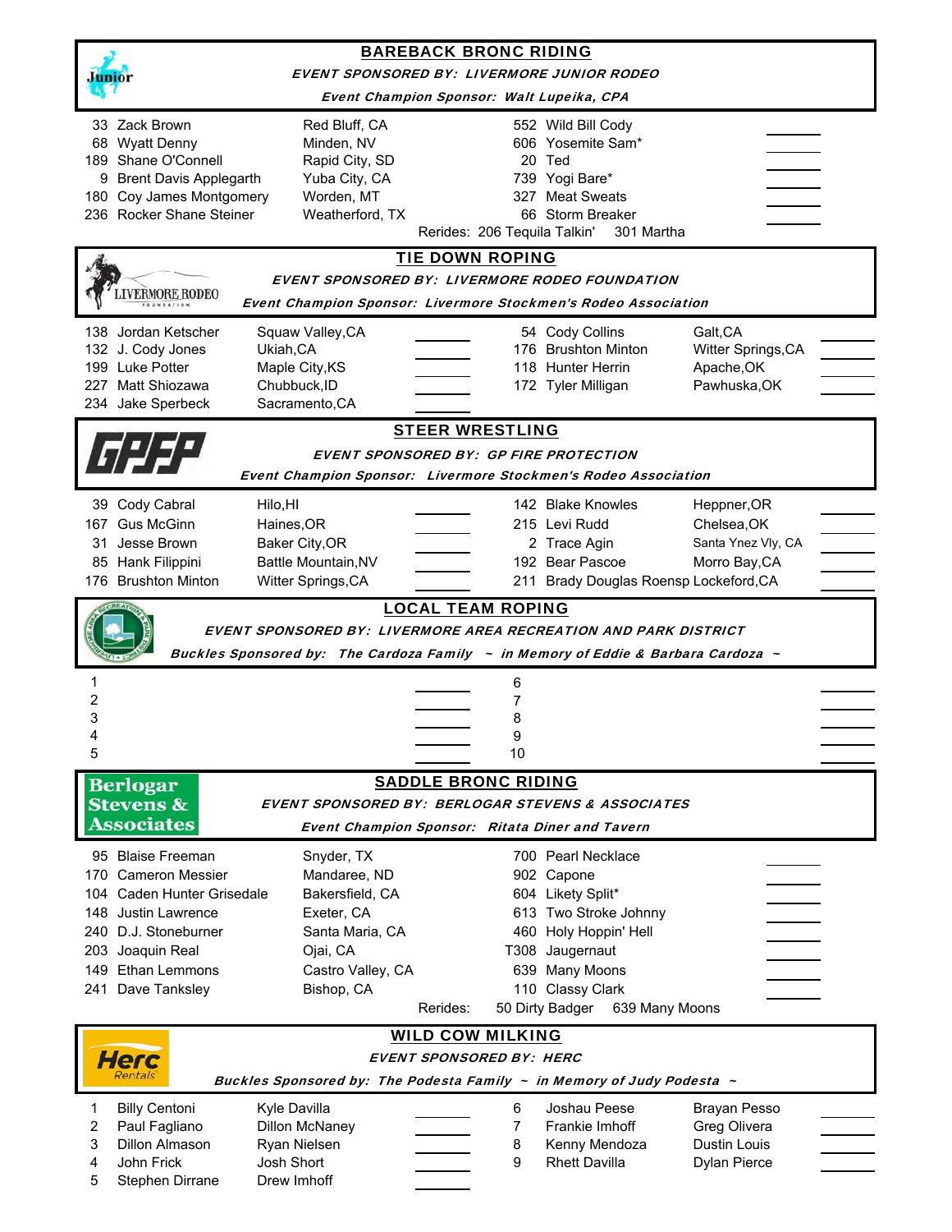## BAREBACK BRONC RIDING

***EVENT SPONSORED BY: LIVERMORE JUNIOR RODEO***

***Event Champion Sponsor: Walt Lupeika, CPA***

| No. | Contestant | Hometown | Stock | Score |
|---|---|---|---|---|
| 33 | Zack Brown | Red Bluff, CA | 552 Wild Bill Cody | |
| 68 | Wyatt Denny | Minden, NV | 606 Yosemite Sam* | |
| 189 | Shane O'Connell | Rapid City, SD | 20 Ted | |
| 9 | Brent Davis Applegarth | Yuba City, CA | 739 Yogi Bare* | |
| 180 | Coy James Montgomery | Worden, MT | 327 Meat Sweats | |
| 236 | Rocker Shane Steiner | Weatherford, TX | 66 Storm Breaker | |

Rerides: 206 Tequila Talkin' 301 Martha

## TIE DOWN ROPING

***EVENT SPONSORED BY: LIVERMORE RODEO FOUNDATION***

***Event Champion Sponsor: Livermore Stockmen's Rodeo Association***

| No. | Contestant | Hometown | Time | No. | Contestant | Hometown | Time |
|---|---|---|---|---|---|---|---|
| 138 | Jordan Ketscher | Squaw Valley,CA | | 54 | Cody Collins | Galt,CA | |
| 132 | J. Cody Jones | Ukiah,CA | | 176 | Brushton Minton | Witter Springs,CA | |
| 199 | Luke Potter | Maple City,KS | | 118 | Hunter Herrin | Apache,OK | |
| 227 | Matt Shiozawa | Chubbuck,ID | | 172 | Tyler Milligan | Pawhuska,OK | |
| 234 | Jake Sperbeck | Sacramento,CA | | | | | |

## STEER WRESTLING

***EVENT SPONSORED BY: GP FIRE PROTECTION***

***Event Champion Sponsor: Livermore Stockmen's Rodeo Association***

| No. | Contestant | Hometown | Time | No. | Contestant | Hometown | Time |
|---|---|---|---|---|---|---|---|
| 39 | Cody Cabral | Hilo,HI | | 142 | Blake Knowles | Heppner,OR | |
| 167 | Gus McGinn | Haines,OR | | 215 | Levi Rudd | Chelsea,OK | |
| 31 | Jesse Brown | Baker City,OR | | 2 | Trace Agin | Santa Ynez Vly, CA | |
| 85 | Hank Filippini | Battle Mountain,NV | | 192 | Bear Pascoe | Morro Bay,CA | |
| 176 | Brushton Minton | Witter Springs,CA | | 211 | Brady Douglas Roensp | Lockeford,CA | |

## LOCAL TEAM ROPING

***EVENT SPONSORED BY: LIVERMORE AREA RECREATION AND PARK DISTRICT***

***Buckles Sponsored by: The Cardoza Family ~ in Memory of Eddie & Barbara Cardoza ~***

| No. | Team | Time | No. | Team | Time |
|---|---|---|---|---|---|
| 1 | | | 6 | | |
| 2 | | | 7 | | |
| 3 | | | 8 | | |
| 4 | | | 9 | | |
| 5 | | | 10 | | |

## SADDLE BRONC RIDING

***EVENT SPONSORED BY: BERLOGAR STEVENS & ASSOCIATES***

***Event Champion Sponsor: Ritata Diner and Tavern***

| No. | Contestant | Hometown | Stock | Score |
|---|---|---|---|---|
| 95 | Blaise Freeman | Snyder, TX | 700 Pearl Necklace | |
| 170 | Cameron Messier | Mandaree, ND | 902 Capone | |
| 104 | Caden Hunter Grisedale | Bakersfield, CA | 604 Likety Split* | |
| 148 | Justin Lawrence | Exeter, CA | 613 Two Stroke Johnny | |
| 240 | D.J. Stoneburner | Santa Maria, CA | 460 Holy Hoppin' Hell | |
| 203 | Joaquin Real | Ojai, CA | T308 Jaugernaut | |
| 149 | Ethan Lemmons | Castro Valley, CA | 639 Many Moons | |
| 241 | Dave Tanksley | Bishop, CA | 110 Classy Clark | |

Rerides: 50 Dirty Badger 639 Many Moons

## WILD COW MILKING

***EVENT SPONSORED BY: HERC***

***Buckles Sponsored by: The Podesta Family ~ in Memory of Judy Podesta ~***

| No. | Contestant | Contestant | Time | No. | Contestant | Contestant | Time |
|---|---|---|---|---|---|---|---|
| 1 | Billy Centoni | Kyle Davilla | | 6 | Joshau Peese | Brayan Pesso | |
| 2 | Paul Fagliano | Dillon McNaney | | 7 | Frankie Imhoff | Greg Olivera | |
| 3 | Dillon Almason | Ryan Nielsen | | 8 | Kenny Mendoza | Dustin Louis | |
| 4 | John Frick | Josh Short | | 9 | Rhett Davilla | Dylan Pierce | |
| 5 | Stephen Dirrane | Drew Imhoff | | | | | |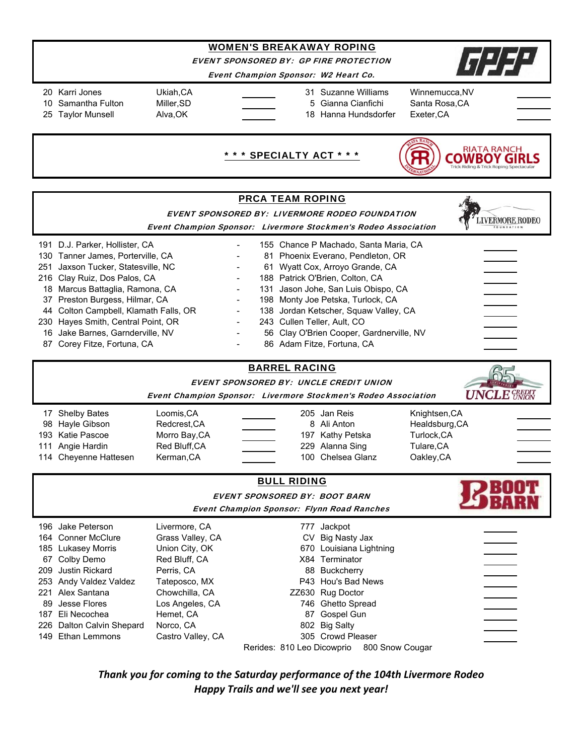## WOMEN'S BREAKAWAY ROPING

*EVENT SPONSORED BY: GP FIRE PROTECTION*

*Event Champion Sponsor: W2 Heart Co.*

GPFP

| No. | Name | Hometown | Score | No. | Name | Hometown | Score |
|---|---|---|---|---|---|---|---|
| 20 | Karri Jones | Ukiah,CA | | 31 | Suzanne Williams | Winnemucca,NV | |
| 10 | Samantha Fulton | Miller,SD | | 5 | Gianna Cianfichi | Santa Rosa,CA | |
| 25 | Taylor Munsell | Alva,OK | | 18 | Hanna Hundsdorfer | Exeter,CA | |

## * * * SPECIALTY ACT * * *

RIATA RANCH COWBOY GIRLS – Trick Riding & Trick Roping Spectacular

## PRCA TEAM ROPING

*EVENT SPONSORED BY: LIVERMORE RODEO FOUNDATION*

*Event Champion Sponsor: Livermore Stockmen's Rodeo Association*

LIVERMORE RODEO FOUNDATION

| Header | | Heeler | Time |
|---|---|---|---|
| 191 D.J. Parker, Hollister, CA | - | 155 Chance P Machado, Santa Maria, CA | |
| 130 Tanner James, Porterville, CA | - | 81 Phoenix Everano, Pendleton, OR | |
| 251 Jaxson Tucker, Statesville, NC | - | 61 Wyatt Cox, Arroyo Grande, CA | |
| 216 Clay Ruiz, Dos Palos, CA | - | 188 Patrick O'Brien, Colton, CA | |
| 18 Marcus Battaglia, Ramona, CA | - | 131 Jason Johe, San Luis Obispo, CA | |
| 37 Preston Burgess, Hilmar, CA | - | 198 Monty Joe Petska, Turlock, CA | |
| 44 Colton Campbell, Klamath Falls, OR | - | 138 Jordan Ketscher, Squaw Valley, CA | |
| 230 Hayes Smith, Central Point, OR | - | 243 Cullen Teller, Ault, CO | |
| 16 Jake Barnes, Garnderville, NV | - | 56 Clay O'Brien Cooper, Gardnerville, NV | |
| 87 Corey Fitze, Fortuna, CA | - | 86 Adam Fitze, Fortuna, CA | |

## BARREL RACING

*EVENT SPONSORED BY: UNCLE CREDIT UNION*

*Event Champion Sponsor: Livermore Stockmen's Rodeo Association*

UNCLE CREDIT UNION

| No. | Name | Hometown | Time | No. | Name | Hometown | Time |
|---|---|---|---|---|---|---|---|
| 17 | Shelby Bates | Loomis,CA | | 205 | Jan Reis | Knightsen,CA | |
| 98 | Hayle Gibson | Redcrest,CA | | 8 | Ali Anton | Healdsburg,CA | |
| 193 | Katie Pascoe | Morro Bay,CA | | 197 | Kathy Petska | Turlock,CA | |
| 111 | Angie Hardin | Red Bluff,CA | | 229 | Alanna Sing | Tulare,CA | |
| 114 | Cheyenne Hattesen | Kerman,CA | | 100 | Chelsea Glanz | Oakley,CA | |

## BULL RIDING

*EVENT SPONSORED BY: BOOT BARN*

*Event Champion Sponsor: Flynn Road Ranches*

BOOT BARN

| No. | Name | Hometown | Bull | Score |
|---|---|---|---|---|
| 196 | Jake Peterson | Livermore, CA | 777 Jackpot | |
| 164 | Conner McClure | Grass Valley, CA | CV Big Nasty Jax | |
| 185 | Lukasey Morris | Union City, OK | 670 Louisiana Lightning | |
| 67 | Colby Demo | Red Bluff, CA | X84 Terminator | |
| 209 | Justin Rickard | Perris, CA | 88 Buckcherry | |
| 253 | Andy Valdez Valdez | Tateposco, MX | P43 Hou's Bad News | |
| 221 | Alex Santana | Chowchilla, CA | ZZ630 Rug Doctor | |
| 89 | Jesse Flores | Los Angeles, CA | 746 Ghetto Spread | |
| 187 | Eli Necochea | Hemet, CA | 87 Gospel Gun | |
| 226 | Dalton Calvin Shepard | Norco, CA | 802 Big Salty | |
| 149 | Ethan Lemmons | Castro Valley, CA | 305 Crowd Pleaser | |

Rerides: 810 Leo Dicowprio 800 Snow Cougar

***Thank you for coming to the Saturday performance of the 104th Livermore Rodeo***
***Happy Trails and we'll see you next year!***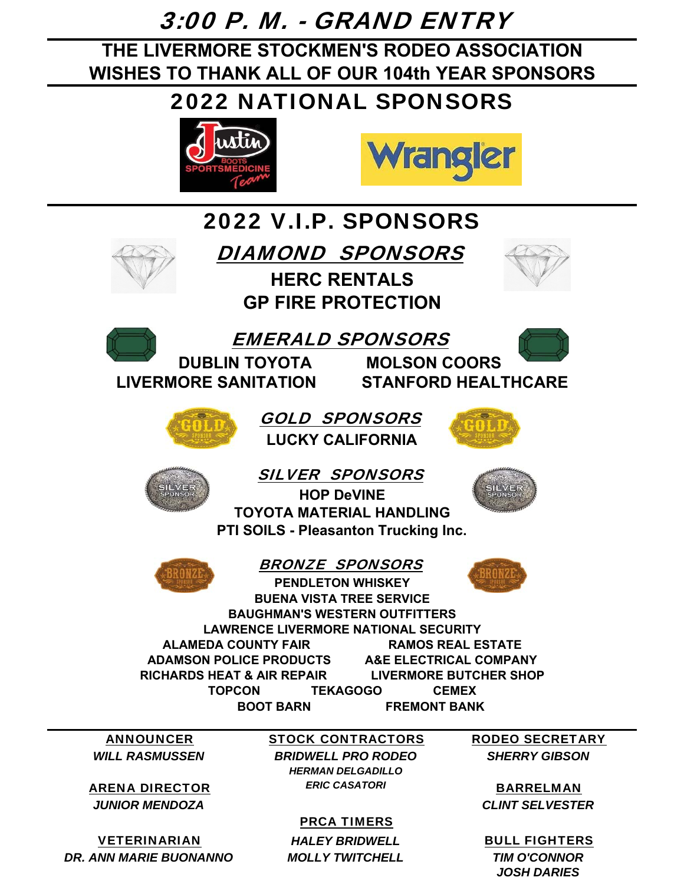# 3:00 P. M. - GRAND ENTRY

**THE LIVERMORE STOCKMEN'S RODEO ASSOCIATION WISHES TO THANK ALL OF OUR 104th YEAR SPONSORS**

## 2022 NATIONAL SPONSORS

Justin Boots Sportsmedicine Team

Wrangler

## 2022 V.I.P. SPONSORS

### *DIAMOND SPONSORS*

**HERC RENTALS**
**GP FIRE PROTECTION**

### *EMERALD SPONSORS*

**DUBLIN TOYOTA**
**MOLSON COORS**
**LIVERMORE SANITATION**
**STANFORD HEALTHCARE**

### *GOLD SPONSORS*

**LUCKY CALIFORNIA**

### *SILVER SPONSORS*

**HOP DeVINE**
**TOYOTA MATERIAL HANDLING**
**PTI SOILS - Pleasanton Trucking Inc.**

### *BRONZE SPONSORS*

**PENDLETON WHISKEY**
**BUENA VISTA TREE SERVICE**
**BAUGHMAN'S WESTERN OUTFITTERS**
**LAWRENCE LIVERMORE NATIONAL SECURITY**
**ALAMEDA COUNTY FAIR**
**RAMOS REAL ESTATE**
**ADAMSON POLICE PRODUCTS**
**A&E ELECTRICAL COMPANY**
**RICHARDS HEAT & AIR REPAIR**
**LIVERMORE BUTCHER SHOP**
**TOPCON**
**TEKAGOGO**
**CEMEX**
**BOOT BARN**
**FREMONT BANK**

**ANNOUNCER**
*WILL RASMUSSEN*

**ARENA DIRECTOR**
*JUNIOR MENDOZA*

**VETERINARIAN**
*DR. ANN MARIE BUONANNO*

**STOCK CONTRACTORS**
*BRIDWELL PRO RODEO*
*HERMAN DELGADILLO*
*ERIC CASATORI*

**PRCA TIMERS**
*HALEY BRIDWELL*
*MOLLY TWITCHELL*

**RODEO SECRETARY**
*SHERRY GIBSON*

**BARRELMAN**
*CLINT SELVESTER*

**BULL FIGHTERS**
*TIM O'CONNOR*
*JOSH DARIES*